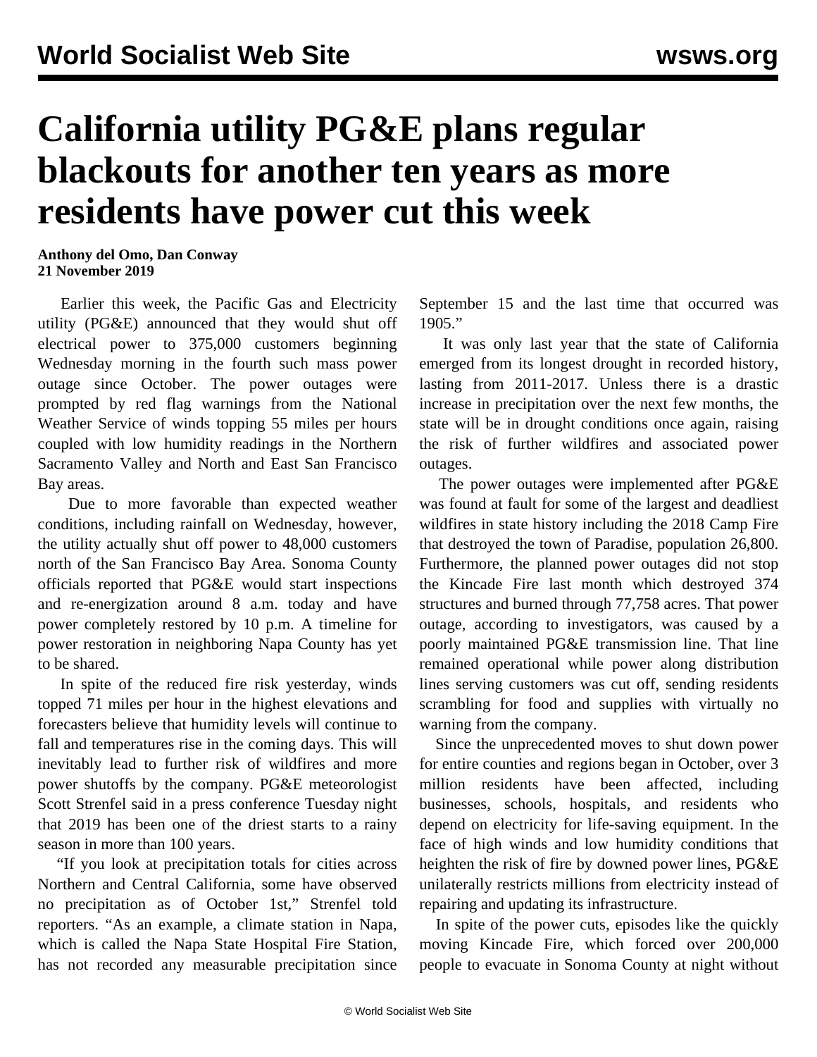# California utility PG&E plans regular blackouts for another ten years as more residents have power cut this week

**Anthony del Omo, Dan Conway**
**21 November 2019**

Earlier this week, the Pacific Gas and Electricity utility (PG&E) announced that they would shut off electrical power to 375,000 customers beginning Wednesday morning in the fourth such mass power outage since October. The power outages were prompted by red flag warnings from the National Weather Service of winds topping 55 miles per hours coupled with low humidity readings in the Northern Sacramento Valley and North and East San Francisco Bay areas.

Due to more favorable than expected weather conditions, including rainfall on Wednesday, however, the utility actually shut off power to 48,000 customers north of the San Francisco Bay Area. Sonoma County officials reported that PG&E would start inspections and re-energization around 8 a.m. today and have power completely restored by 10 p.m. A timeline for power restoration in neighboring Napa County has yet to be shared.

In spite of the reduced fire risk yesterday, winds topped 71 miles per hour in the highest elevations and forecasters believe that humidity levels will continue to fall and temperatures rise in the coming days. This will inevitably lead to further risk of wildfires and more power shutoffs by the company. PG&E meteorologist Scott Strenfel said in a press conference Tuesday night that 2019 has been one of the driest starts to a rainy season in more than 100 years.

"If you look at precipitation totals for cities across Northern and Central California, some have observed no precipitation as of October 1st," Strenfel told reporters. "As an example, a climate station in Napa, which is called the Napa State Hospital Fire Station, has not recorded any measurable precipitation since September 15 and the last time that occurred was 1905."

It was only last year that the state of California emerged from its longest drought in recorded history, lasting from 2011-2017. Unless there is a drastic increase in precipitation over the next few months, the state will be in drought conditions once again, raising the risk of further wildfires and associated power outages.

The power outages were implemented after PG&E was found at fault for some of the largest and deadliest wildfires in state history including the 2018 Camp Fire that destroyed the town of Paradise, population 26,800. Furthermore, the planned power outages did not stop the Kincade Fire last month which destroyed 374 structures and burned through 77,758 acres. That power outage, according to investigators, was caused by a poorly maintained PG&E transmission line. That line remained operational while power along distribution lines serving customers was cut off, sending residents scrambling for food and supplies with virtually no warning from the company.

Since the unprecedented moves to shut down power for entire counties and regions began in October, over 3 million residents have been affected, including businesses, schools, hospitals, and residents who depend on electricity for life-saving equipment. In the face of high winds and low humidity conditions that heighten the risk of fire by downed power lines, PG&E unilaterally restricts millions from electricity instead of repairing and updating its infrastructure.

In spite of the power cuts, episodes like the quickly moving Kincade Fire, which forced over 200,000 people to evacuate in Sonoma County at night without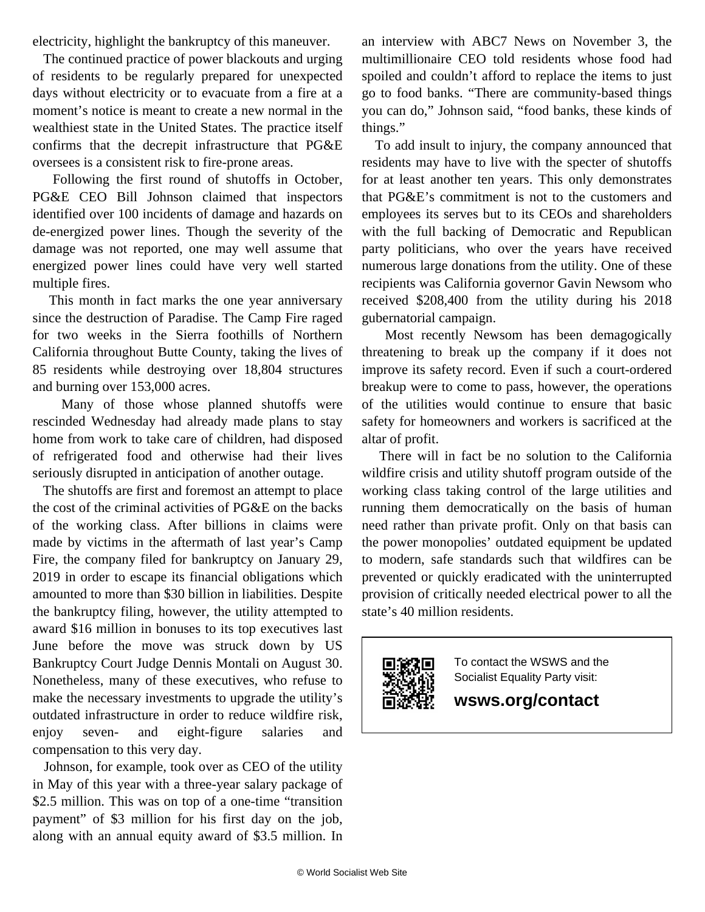electricity, highlight the bankruptcy of this maneuver.

The continued practice of power blackouts and urging of residents to be regularly prepared for unexpected days without electricity or to evacuate from a fire at a moment's notice is meant to create a new normal in the wealthiest state in the United States. The practice itself confirms that the decrepit infrastructure that PG&E oversees is a consistent risk to fire-prone areas.

Following the first round of shutoffs in October, PG&E CEO Bill Johnson claimed that inspectors identified over 100 incidents of damage and hazards on de-energized power lines. Though the severity of the damage was not reported, one may well assume that energized power lines could have very well started multiple fires.

This month in fact marks the one year anniversary since the destruction of Paradise. The Camp Fire raged for two weeks in the Sierra foothills of Northern California throughout Butte County, taking the lives of 85 residents while destroying over 18,804 structures and burning over 153,000 acres.

Many of those whose planned shutoffs were rescinded Wednesday had already made plans to stay home from work to take care of children, had disposed of refrigerated food and otherwise had their lives seriously disrupted in anticipation of another outage.

The shutoffs are first and foremost an attempt to place the cost of the criminal activities of PG&E on the backs of the working class. After billions in claims were made by victims in the aftermath of last year's Camp Fire, the company filed for bankruptcy on January 29, 2019 in order to escape its financial obligations which amounted to more than $30 billion in liabilities. Despite the bankruptcy filing, however, the utility attempted to award $16 million in bonuses to its top executives last June before the move was struck down by US Bankruptcy Court Judge Dennis Montali on August 30. Nonetheless, many of these executives, who refuse to make the necessary investments to upgrade the utility's outdated infrastructure in order to reduce wildfire risk, enjoy seven- and eight-figure salaries and compensation to this very day.

Johnson, for example, took over as CEO of the utility in May of this year with a three-year salary package of $2.5 million. This was on top of a one-time "transition payment" of $3 million for his first day on the job, along with an annual equity award of $3.5 million. In an interview with ABC7 News on November 3, the multimillionaire CEO told residents whose food had spoiled and couldn't afford to replace the items to just go to food banks. "There are community-based things you can do," Johnson said, "food banks, these kinds of things."

To add insult to injury, the company announced that residents may have to live with the specter of shutoffs for at least another ten years. This only demonstrates that PG&E's commitment is not to the customers and employees its serves but to its CEOs and shareholders with the full backing of Democratic and Republican party politicians, who over the years have received numerous large donations from the utility. One of these recipients was California governor Gavin Newsom who received $208,400 from the utility during his 2018 gubernatorial campaign.

Most recently Newsom has been demagogically threatening to break up the company if it does not improve its safety record. Even if such a court-ordered breakup were to come to pass, however, the operations of the utilities would continue to ensure that basic safety for homeowners and workers is sacrificed at the altar of profit.

There will in fact be no solution to the California wildfire crisis and utility shutoff program outside of the working class taking control of the large utilities and running them democratically on the basis of human need rather than private profit. Only on that basis can the power monopolies' outdated equipment be updated to modern, safe standards such that wildfires can be prevented or quickly eradicated with the uninterrupted provision of critically needed electrical power to all the state's 40 million residents.

To contact the WSWS and the Socialist Equality Party visit:

**wsws.org/contact**